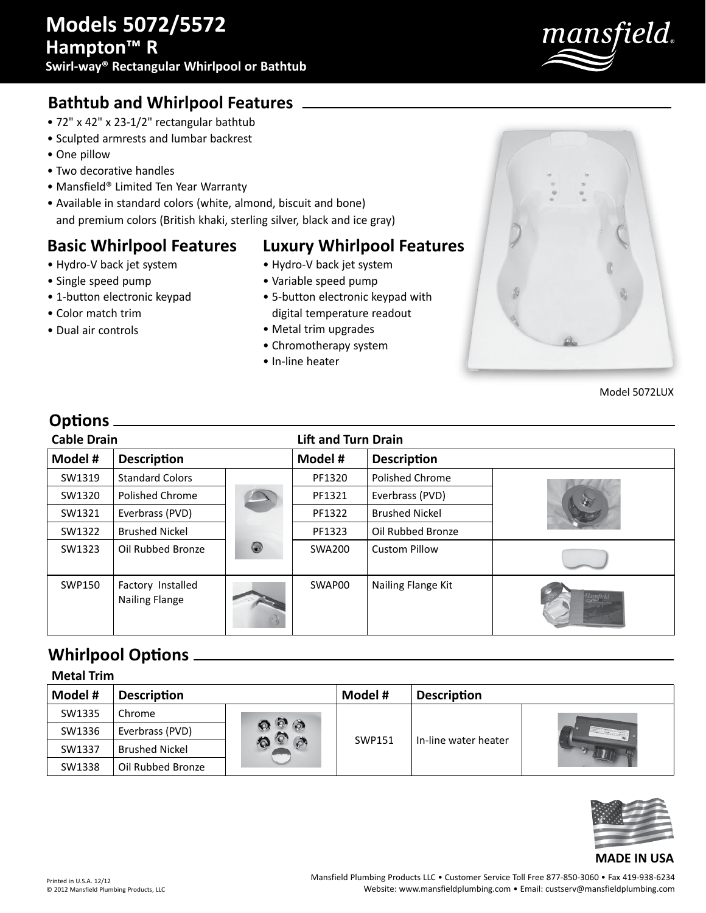# Models 5072/5572

## Hampton™ R

**Swirl-way® Rectangular Whirlpool or Bathtub**

## Bathtub and Whirlpool Features

- 72" x 42" x 23-1/2" rectangular bathtub
- Sculpted armrests and lumbar backrest
- One pillow
- Two decorative handles
- Mansfield® Limited Ten Year Warranty
- Available in standard colors (white, almond, biscuit and bone) and premium colors (British khaki, sterling silver, black and ice gray)

## Basic Whirlpool Features

- Hydro-V back jet system
- Single speed pump
- 1-button electronic keypad
- Color match trim
- Dual air controls

## Luxury Whirlpool Features

- Hydro-V back jet system
- Variable speed pump
- 5-button electronic keypad with digital temperature readout
- Metal trim upgrades
- Chromotherapy system
- In-line heater

Model 5072LUX

## Options

**Cable Drain** / **Lift and Turn Drain**

| Model # | Description | Model # | Description |
|---|---|---|---|
| SW1319 | Standard Colors | PF1320 | Polished Chrome |
| SW1320 | Polished Chrome | PF1321 | Everbrass (PVD) |
| SW1321 | Everbrass (PVD) | PF1322 | Brushed Nickel |
| SW1322 | Brushed Nickel | PF1323 | Oil Rubbed Bronze |
| SW1323 | Oil Rubbed Bronze | SWA200 | Custom Pillow |
| SWP150 | Factory Installed Nailing Flange | SWAP00 | Nailing Flange Kit |

## Whirlpool Options

**Metal Trim**

| Model # | Description | Model # | Description |
|---|---|---|---|
| SW1335 | Chrome | SWP151 | In-line water heater |
| SW1336 | Everbrass (PVD) | | |
| SW1337 | Brushed Nickel | | |
| SW1338 | Oil Rubbed Bronze | | |

**MADE IN USA**

Printed in U.S.A. 12/12
© 2012 Mansfield Plumbing Products, LLC

Mansfield Plumbing Products LLC • Customer Service Toll Free 877-850-3060 • Fax 419-938-6234
Website: www.mansfieldplumbing.com • Email: custserv@mansfieldplumbing.com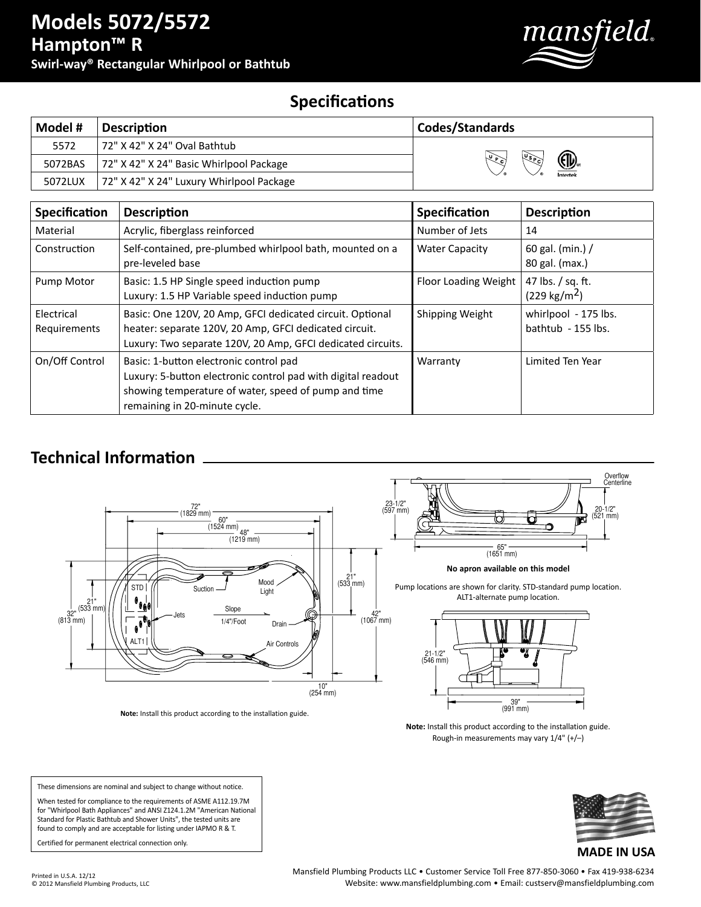# Models 5072/5572
## Hampton™ R
**Swirl-way® Rectangular Whirlpool or Bathtub**

mansfield®

## Specifications

| Model # | Description | Codes/Standards |
|---|---|---|
| 5572 | 72" X 42" X 24" Oval Bathtub | |
| 5072BAS | 72" X 42" X 24" Basic Whirlpool Package | |
| 5072LUX | 72" X 42" X 24" Luxury Whirlpool Package | |

| Specification | Description | Specification | Description |
|---|---|---|---|
| Material | Acrylic, fiberglass reinforced | Number of Jets | 14 |
| Construction | Self-contained, pre-plumbed whirlpool bath, mounted on a pre-leveled base | Water Capacity | 60 gal. (min.) / 80 gal. (max.) |
| Pump Motor | Basic: 1.5 HP Single speed induction pump<br>Luxury: 1.5 HP Variable speed induction pump | Floor Loading Weight | 47 lbs. / sq. ft. (229 kg/$m^2$) |
| Electrical Requirements | Basic: One 120V, 20 Amp, GFCI dedicated circuit. Optional heater: separate 120V, 20 Amp, GFCI dedicated circuit.<br>Luxury: Two separate 120V, 20 Amp, GFCI dedicated circuits. | Shipping Weight | whirlpool - 175 lbs.<br>bathtub - 155 lbs. |
| On/Off Control | Basic: 1-button electronic control pad<br>Luxury: 5-button electronic control pad with digital readout showing temperature of water, speed of pump and time remaining in 20-minute cycle. | Warranty | Limited Ten Year |

## Technical Information

72" (1829 mm)
60" (1524 mm)
48" (1219 mm)
21" (533 mm)
32" (813 mm)
21" (533 mm)
42" (1067 mm)
10" (254 mm)
STD
ALT1
Suction
Mood Light
Jets
Slope 1/4"/Foot
Drain
Air Controls

**Note:** Install this product according to the installation guide.

Overflow Centerline
23-1/2" (597 mm)
20-1/2" (521 mm)
65" (1651 mm)

**No apron available on this model**

Pump locations are shown for clarity. STD-standard pump location. ALT1-alternate pump location.

21-1/2" (546 mm)
39" (991 mm)

**Note:** Install this product according to the installation guide. Rough-in measurements may vary 1/4" (+/–)

These dimensions are nominal and subject to change without notice.

When tested for compliance to the requirements of ASME A112.19.7M for "Whirlpool Bath Appliances" and ANSI Z124.1.2M "American National Standard for Plastic Bathtub and Shower Units", the tested units are found to comply and are acceptable for listing under IAPMO R & T.

Certified for permanent electrical connection only.

**MADE IN USA**

Printed in U.S.A. 12/12
© 2012 Mansfield Plumbing Products, LLC

Mansfield Plumbing Products LLC • Customer Service Toll Free 877-850-3060 • Fax 419-938-6234
Website: www.mansfieldplumbing.com • Email: custserv@mansfieldplumbing.com